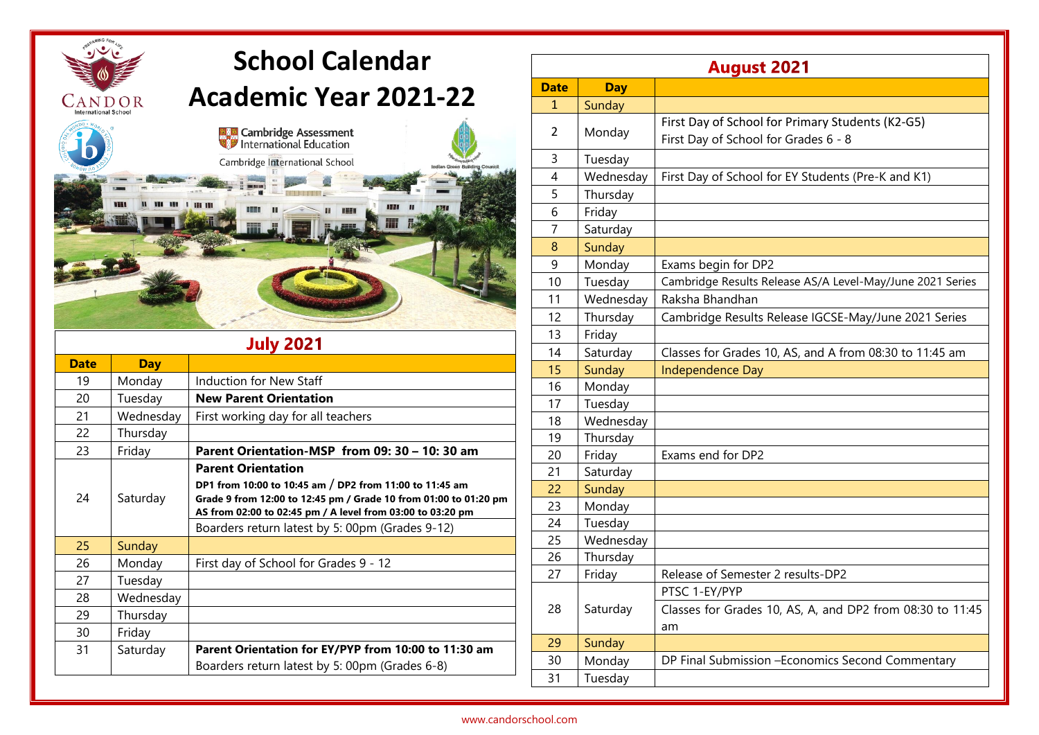CANDOR International School

# School Calendar Academic Year 2021-22

Cambridge Assessment International Education

Cambridge International School

Indian Green Building Council

## July 2021

| Date | Day | |
|---|---|---|
| 19 | Monday | Induction for New Staff |
| 20 | Tuesday | **New Parent Orientation** |
| 21 | Wednesday | First working day for all teachers |
| 22 | Thursday | |
| 23 | Friday | **Parent Orientation-MSP from 09: 30 – 10: 30 am** |
| 24 | Saturday | **Parent Orientation** **DP1 from 10:00 to 10:45 am / DP2 from 11:00 to 11:45 am Grade 9 from 12:00 to 12:45 pm / Grade 10 from 01:00 to 01:20 pm AS from 02:00 to 02:45 pm / A level from 03:00 to 03:20 pm** Boarders return latest by 5: 00pm (Grades 9-12) |
| 25 | Sunday | |
| 26 | Monday | First day of School for Grades 9 - 12 |
| 27 | Tuesday | |
| 28 | Wednesday | |
| 29 | Thursday | |
| 30 | Friday | |
| 31 | Saturday | **Parent Orientation for EY/PYP from 10:00 to 11:30 am** Boarders return latest by 5: 00pm (Grades 6-8) |

## August 2021

| Date | Day | |
|---|---|---|
| 1 | Sunday | |
| 2 | Monday | First Day of School for Primary Students (K2-G5) First Day of School for Grades 6 - 8 |
| 3 | Tuesday | |
| 4 | Wednesday | First Day of School for EY Students (Pre-K and K1) |
| 5 | Thursday | |
| 6 | Friday | |
| 7 | Saturday | |
| 8 | Sunday | |
| 9 | Monday | Exams begin for DP2 |
| 10 | Tuesday | Cambridge Results Release AS/A Level-May/June 2021 Series |
| 11 | Wednesday | Raksha Bhandhan |
| 12 | Thursday | Cambridge Results Release IGCSE-May/June 2021 Series |
| 13 | Friday | |
| 14 | Saturday | Classes for Grades 10, AS, and A from 08:30 to 11:45 am |
| 15 | Sunday | Independence Day |
| 16 | Monday | |
| 17 | Tuesday | |
| 18 | Wednesday | |
| 19 | Thursday | |
| 20 | Friday | Exams end for DP2 |
| 21 | Saturday | |
| 22 | Sunday | |
| 23 | Monday | |
| 24 | Tuesday | |
| 25 | Wednesday | |
| 26 | Thursday | |
| 27 | Friday | Release of Semester 2 results-DP2 |
| 28 | Saturday | PTSC 1-EY/PYP Classes for Grades 10, AS, A, and DP2 from 08:30 to 11:45 am |
| 29 | Sunday | |
| 30 | Monday | DP Final Submission –Economics Second Commentary |
| 31 | Tuesday | |

www.candorschool.com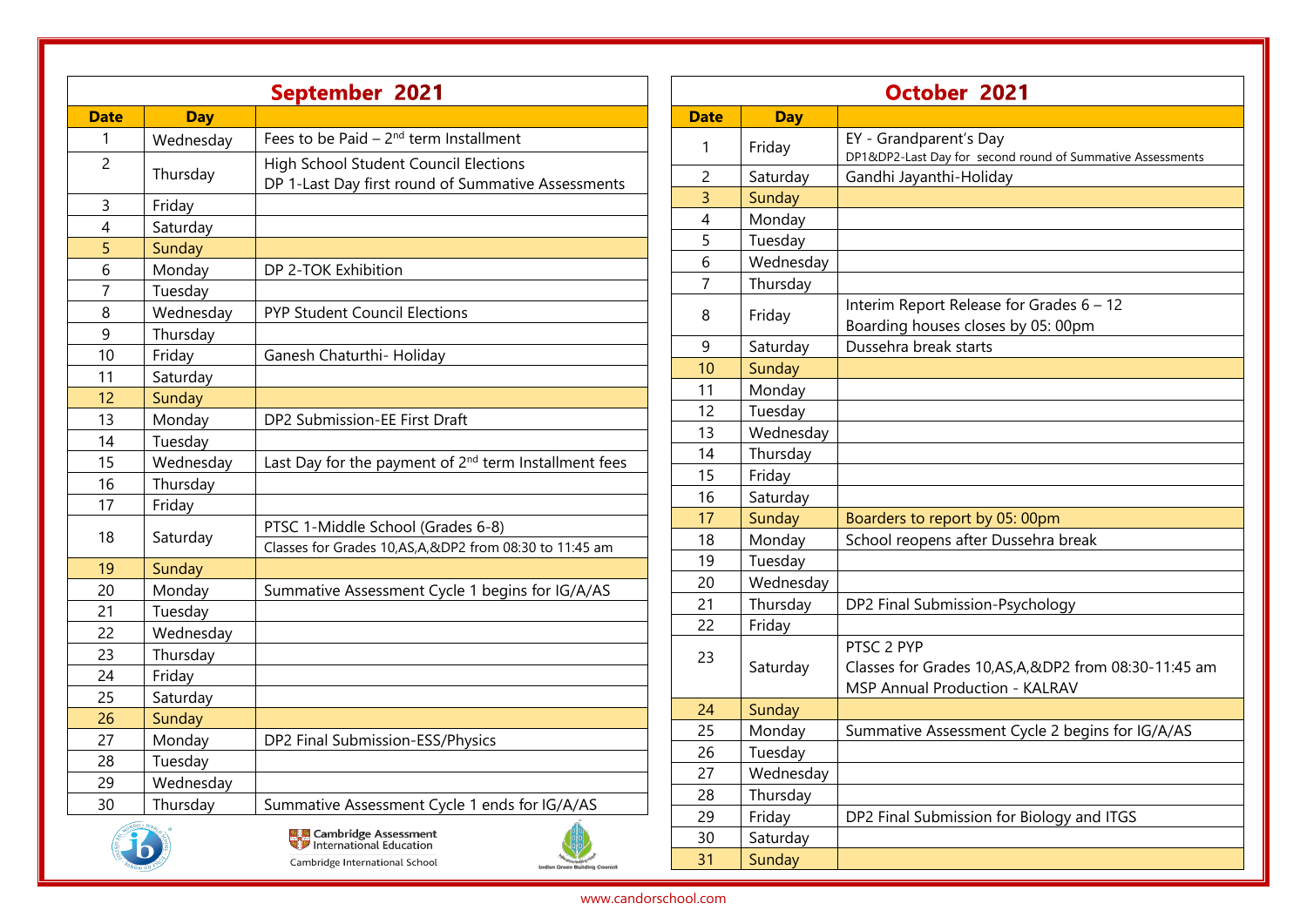## September 2021

| Date | Day | |
|---|---|---|
| 1 | Wednesday | Fees to be Paid – 2nd term Installment |
| 2 | Thursday | High School Student Council Elections<br>DP 1-Last Day first round of Summative Assessments |
| 3 | Friday | |
| 4 | Saturday | |
| 5 | Sunday | |
| 6 | Monday | DP 2-TOK Exhibition |
| 7 | Tuesday | |
| 8 | Wednesday | PYP Student Council Elections |
| 9 | Thursday | |
| 10 | Friday | Ganesh Chaturthi- Holiday |
| 11 | Saturday | |
| 12 | Sunday | |
| 13 | Monday | DP2 Submission-EE First Draft |
| 14 | Tuesday | |
| 15 | Wednesday | Last Day for the payment of 2nd term Installment fees |
| 16 | Thursday | |
| 17 | Friday | |
| 18 | Saturday | PTSC 1-Middle School (Grades 6-8)<br>Classes for Grades 10,AS,A,&DP2 from 08:30 to 11:45 am |
| 19 | Sunday | |
| 20 | Monday | Summative Assessment Cycle 1 begins for IG/A/AS |
| 21 | Tuesday | |
| 22 | Wednesday | |
| 23 | Thursday | |
| 24 | Friday | |
| 25 | Saturday | |
| 26 | Sunday | |
| 27 | Monday | DP2 Final Submission-ESS/Physics |
| 28 | Tuesday | |
| 29 | Wednesday | |
| 30 | Thursday | Summative Assessment Cycle 1 ends for IG/A/AS |

Cambridge Assessment International Education

Cambridge International School

## October 2021

| Date | Day | |
|---|---|---|
| 1 | Friday | EY - Grandparent's Day<br>DP1&DP2-Last Day for second round of Summative Assessments |
| 2 | Saturday | Gandhi Jayanthi-Holiday |
| 3 | Sunday | |
| 4 | Monday | |
| 5 | Tuesday | |
| 6 | Wednesday | |
| 7 | Thursday | |
| 8 | Friday | Interim Report Release for Grades 6 – 12<br>Boarding houses closes by 05: 00pm |
| 9 | Saturday | Dussehra break starts |
| 10 | Sunday | |
| 11 | Monday | |
| 12 | Tuesday | |
| 13 | Wednesday | |
| 14 | Thursday | |
| 15 | Friday | |
| 16 | Saturday | |
| 17 | Sunday | Boarders to report by 05: 00pm |
| 18 | Monday | School reopens after Dussehra break |
| 19 | Tuesday | |
| 20 | Wednesday | |
| 21 | Thursday | DP2 Final Submission-Psychology |
| 22 | Friday | |
| 23 | Saturday | PTSC 2 PYP<br>Classes for Grades 10,AS,A,&DP2 from 08:30-11:45 am<br>MSP Annual Production - KALRAV |
| 24 | Sunday | |
| 25 | Monday | Summative Assessment Cycle 2 begins for IG/A/AS |
| 26 | Tuesday | |
| 27 | Wednesday | |
| 28 | Thursday | |
| 29 | Friday | DP2 Final Submission for Biology and ITGS |
| 30 | Saturday | |
| 31 | Sunday | |

www.candorschool.com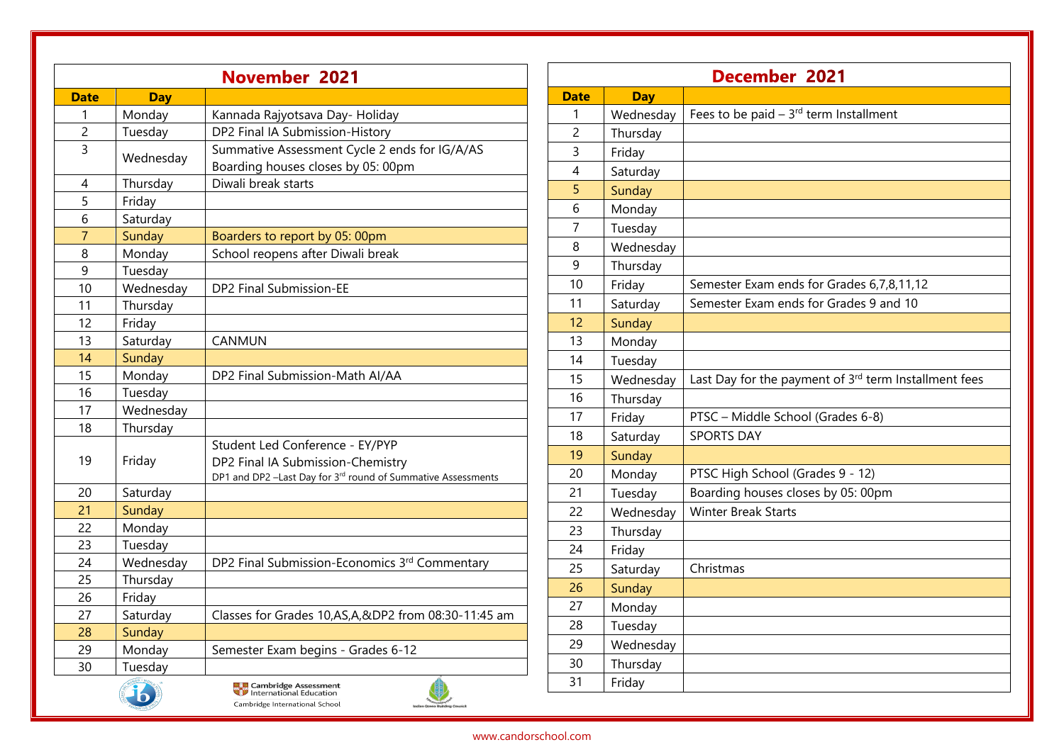## November 2021

| Date | Day | |
|---|---|---|
| 1 | Monday | Kannada Rajyotsava Day- Holiday |
| 2 | Tuesday | DP2 Final IA Submission-History |
| 3 | Wednesday | Summative Assessment Cycle 2 ends for IG/A/AS<br>Boarding houses closes by 05: 00pm |
| 4 | Thursday | Diwali break starts |
| 5 | Friday | |
| 6 | Saturday | |
| 7 | Sunday | Boarders to report by 05: 00pm |
| 8 | Monday | School reopens after Diwali break |
| 9 | Tuesday | |
| 10 | Wednesday | DP2 Final Submission-EE |
| 11 | Thursday | |
| 12 | Friday | |
| 13 | Saturday | CANMUN |
| 14 | Sunday | |
| 15 | Monday | DP2 Final Submission-Math AI/AA |
| 16 | Tuesday | |
| 17 | Wednesday | |
| 18 | Thursday | |
| 19 | Friday | Student Led Conference - EY/PYP<br>DP2 Final IA Submission-Chemistry<br>DP1 and DP2 –Last Day for 3rd round of Summative Assessments |
| 20 | Saturday | |
| 21 | Sunday | |
| 22 | Monday | |
| 23 | Tuesday | |
| 24 | Wednesday | DP2 Final Submission-Economics 3rd Commentary |
| 25 | Thursday | |
| 26 | Friday | |
| 27 | Saturday | Classes for Grades 10,AS,A,&DP2 from 08:30-11:45 am |
| 28 | Sunday | |
| 29 | Monday | Semester Exam begins - Grades 6-12 |
| 30 | Tuesday | |

## December 2021

| Date | Day | |
|---|---|---|
| 1 | Wednesday | Fees to be paid – 3rd term Installment |
| 2 | Thursday | |
| 3 | Friday | |
| 4 | Saturday | |
| 5 | Sunday | |
| 6 | Monday | |
| 7 | Tuesday | |
| 8 | Wednesday | |
| 9 | Thursday | |
| 10 | Friday | Semester Exam ends for Grades 6,7,8,11,12 |
| 11 | Saturday | Semester Exam ends for Grades 9 and 10 |
| 12 | Sunday | |
| 13 | Monday | |
| 14 | Tuesday | |
| 15 | Wednesday | Last Day for the payment of 3rd term Installment fees |
| 16 | Thursday | |
| 17 | Friday | PTSC – Middle School (Grades 6-8) |
| 18 | Saturday | SPORTS DAY |
| 19 | Sunday | |
| 20 | Monday | PTSC High School (Grades 9 - 12) |
| 21 | Tuesday | Boarding houses closes by 05: 00pm |
| 22 | Wednesday | Winter Break Starts |
| 23 | Thursday | |
| 24 | Friday | |
| 25 | Saturday | Christmas |
| 26 | Sunday | |
| 27 | Monday | |
| 28 | Tuesday | |
| 29 | Wednesday | |
| 30 | Thursday | |
| 31 | Friday | |

Cambridge Assessment International Education
Cambridge International School

www.candorschool.com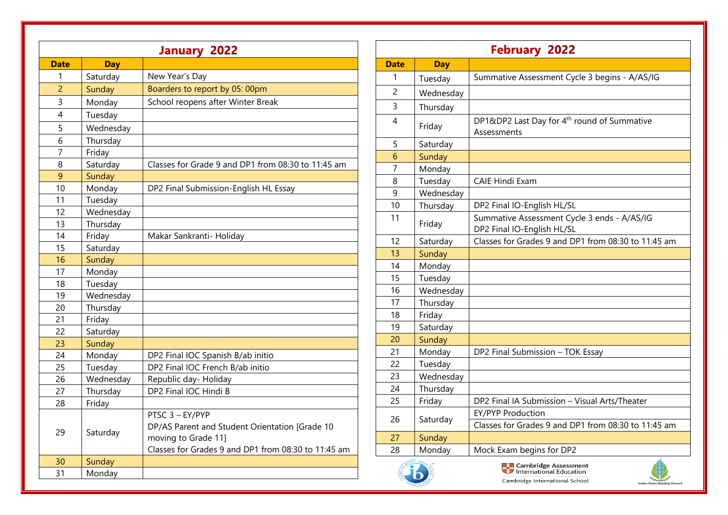## January 2022

| Date | Day | |
|---|---|---|
| 1 | Saturday | New Year's Day |
| 2 | Sunday | Boarders to report by 05: 00pm |
| 3 | Monday | School reopens after Winter Break |
| 4 | Tuesday | |
| 5 | Wednesday | |
| 6 | Thursday | |
| 7 | Friday | |
| 8 | Saturday | Classes for Grade 9 and DP1 from 08:30 to 11:45 am |
| 9 | Sunday | |
| 10 | Monday | DP2 Final Submission-English HL Essay |
| 11 | Tuesday | |
| 12 | Wednesday | |
| 13 | Thursday | |
| 14 | Friday | Makar Sankranti- Holiday |
| 15 | Saturday | |
| 16 | Sunday | |
| 17 | Monday | |
| 18 | Tuesday | |
| 19 | Wednesday | |
| 20 | Thursday | |
| 21 | Friday | |
| 22 | Saturday | |
| 23 | Sunday | |
| 24 | Monday | DP2 Final IOC Spanish B/ab initio |
| 25 | Tuesday | DP2 Final IOC French B/ab initio |
| 26 | Wednesday | Republic day- Holiday |
| 27 | Thursday | DP2 Final IOC Hindi B |
| 28 | Friday | |
| 29 | Saturday | PTSC 3 – EY/PYP<br>DP/AS Parent and Student Orientation [Grade 10 moving to Grade 11]<br>Classes for Grades 9 and DP1 from 08:30 to 11:45 am |
| 30 | Sunday | |
| 31 | Monday | |

## February 2022

| Date | Day | |
|---|---|---|
| 1 | Tuesday | Summative Assessment Cycle 3 begins - A/AS/IG |
| 2 | Wednesday | |
| 3 | Thursday | |
| 4 | Friday | DP1&DP2 Last Day for 4th round of Summative Assessments |
| 5 | Saturday | |
| 6 | Sunday | |
| 7 | Monday | |
| 8 | Tuesday | CAIE Hindi Exam |
| 9 | Wednesday | |
| 10 | Thursday | DP2 Final IO-English HL/SL |
| 11 | Friday | Summative Assessment Cycle 3 ends - A/AS/IG<br>DP2 Final IO-English HL/SL |
| 12 | Saturday | Classes for Grades 9 and DP1 from 08:30 to 11:45 am |
| 13 | Sunday | |
| 14 | Monday | |
| 15 | Tuesday | |
| 16 | Wednesday | |
| 17 | Thursday | |
| 18 | Friday | |
| 19 | Saturday | |
| 20 | Sunday | |
| 21 | Monday | DP2 Final Submission – TOK Essay |
| 22 | Tuesday | |
| 23 | Wednesday | |
| 24 | Thursday | |
| 25 | Friday | DP2 Final IA Submission – Visual Arts/Theater |
| 26 | Saturday | EY/PYP Production<br>Classes for Grades 9 and DP1 from 08:30 to 11:45 am |
| 27 | Sunday | |
| 28 | Monday | Mock Exam begins for DP2 |

Cambridge Assessment International Education
Cambridge International School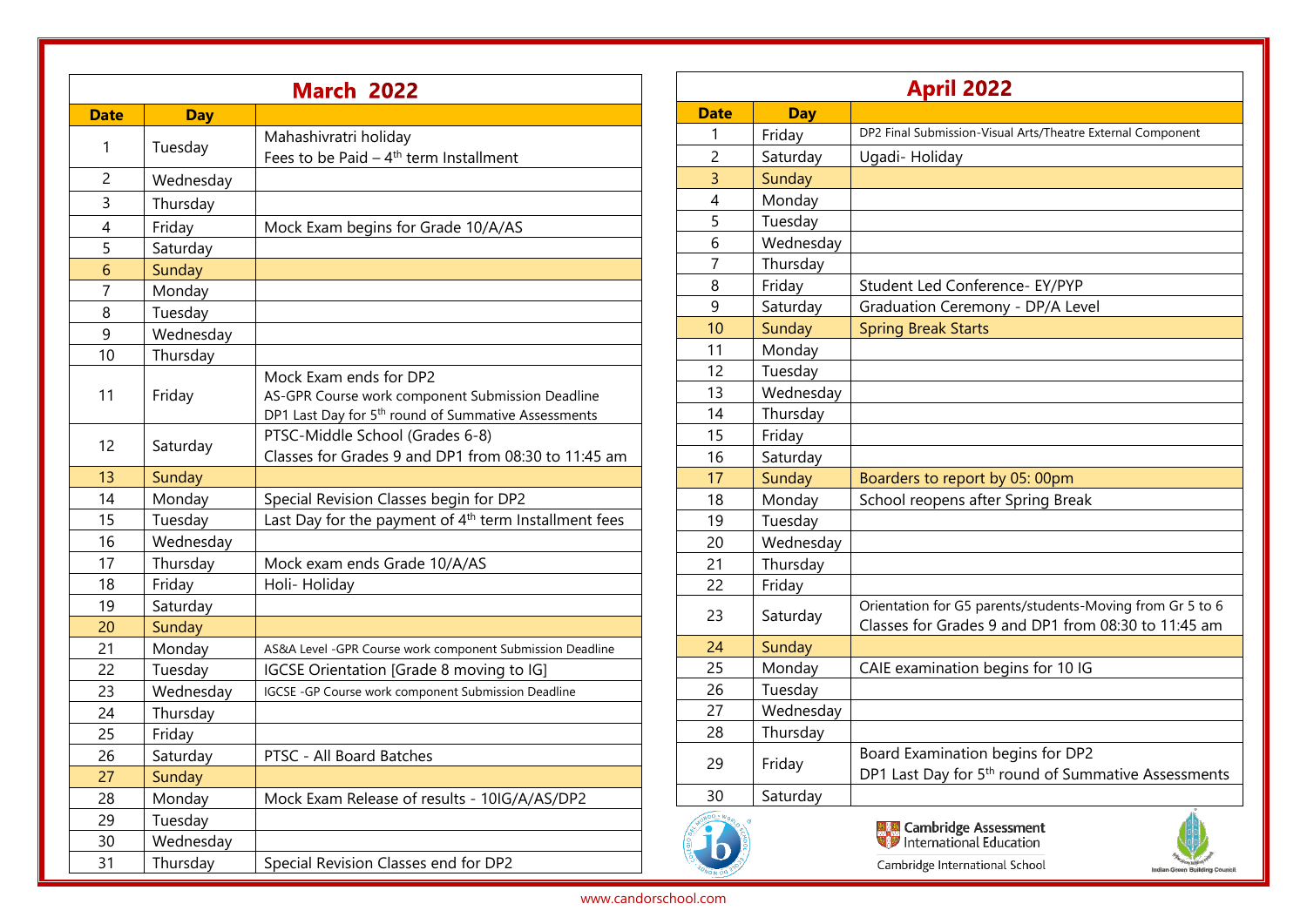## March 2022

| Date | Day | |
|---|---|---|
| 1 | Tuesday | Mahashivratri holiday<br>Fees to be Paid – 4th term Installment |
| 2 | Wednesday | |
| 3 | Thursday | |
| 4 | Friday | Mock Exam begins for Grade 10/A/AS |
| 5 | Saturday | |
| 6 | Sunday | |
| 7 | Monday | |
| 8 | Tuesday | |
| 9 | Wednesday | |
| 10 | Thursday | |
| 11 | Friday | Mock Exam ends for DP2<br>AS-GPR Course work component Submission Deadline<br>DP1 Last Day for 5th round of Summative Assessments |
| 12 | Saturday | PTSC-Middle School (Grades 6-8)<br>Classes for Grades 9 and DP1 from 08:30 to 11:45 am |
| 13 | Sunday | |
| 14 | Monday | Special Revision Classes begin for DP2 |
| 15 | Tuesday | Last Day for the payment of 4th term Installment fees |
| 16 | Wednesday | |
| 17 | Thursday | Mock exam ends Grade 10/A/AS |
| 18 | Friday | Holi- Holiday |
| 19 | Saturday | |
| 20 | Sunday | |
| 21 | Monday | AS&A Level -GPR Course work component Submission Deadline |
| 22 | Tuesday | IGCSE Orientation [Grade 8 moving to IG] |
| 23 | Wednesday | IGCSE -GP Course work component Submission Deadline |
| 24 | Thursday | |
| 25 | Friday | |
| 26 | Saturday | PTSC - All Board Batches |
| 27 | Sunday | |
| 28 | Monday | Mock Exam Release of results - 10IG/A/AS/DP2 |
| 29 | Tuesday | |
| 30 | Wednesday | |
| 31 | Thursday | Special Revision Classes end for DP2 |

## April 2022

| Date | Day | |
|---|---|---|
| 1 | Friday | DP2 Final Submission-Visual Arts/Theatre External Component |
| 2 | Saturday | Ugadi- Holiday |
| 3 | Sunday | |
| 4 | Monday | |
| 5 | Tuesday | |
| 6 | Wednesday | |
| 7 | Thursday | |
| 8 | Friday | Student Led Conference- EY/PYP |
| 9 | Saturday | Graduation Ceremony - DP/A Level |
| 10 | Sunday | Spring Break Starts |
| 11 | Monday | |
| 12 | Tuesday | |
| 13 | Wednesday | |
| 14 | Thursday | |
| 15 | Friday | |
| 16 | Saturday | |
| 17 | Sunday | Boarders to report by 05: 00pm |
| 18 | Monday | School reopens after Spring Break |
| 19 | Tuesday | |
| 20 | Wednesday | |
| 21 | Thursday | |
| 22 | Friday | |
| 23 | Saturday | Orientation for G5 parents/students-Moving from Gr 5 to 6<br>Classes for Grades 9 and DP1 from 08:30 to 11:45 am |
| 24 | Sunday | |
| 25 | Monday | CAIE examination begins for 10 IG |
| 26 | Tuesday | |
| 27 | Wednesday | |
| 28 | Thursday | |
| 29 | Friday | Board Examination begins for DP2<br>DP1 Last Day for 5th round of Summative Assessments |
| 30 | Saturday | |

Cambridge Assessment International Education

Cambridge International School

Indian Green Building Council

www.candorschool.com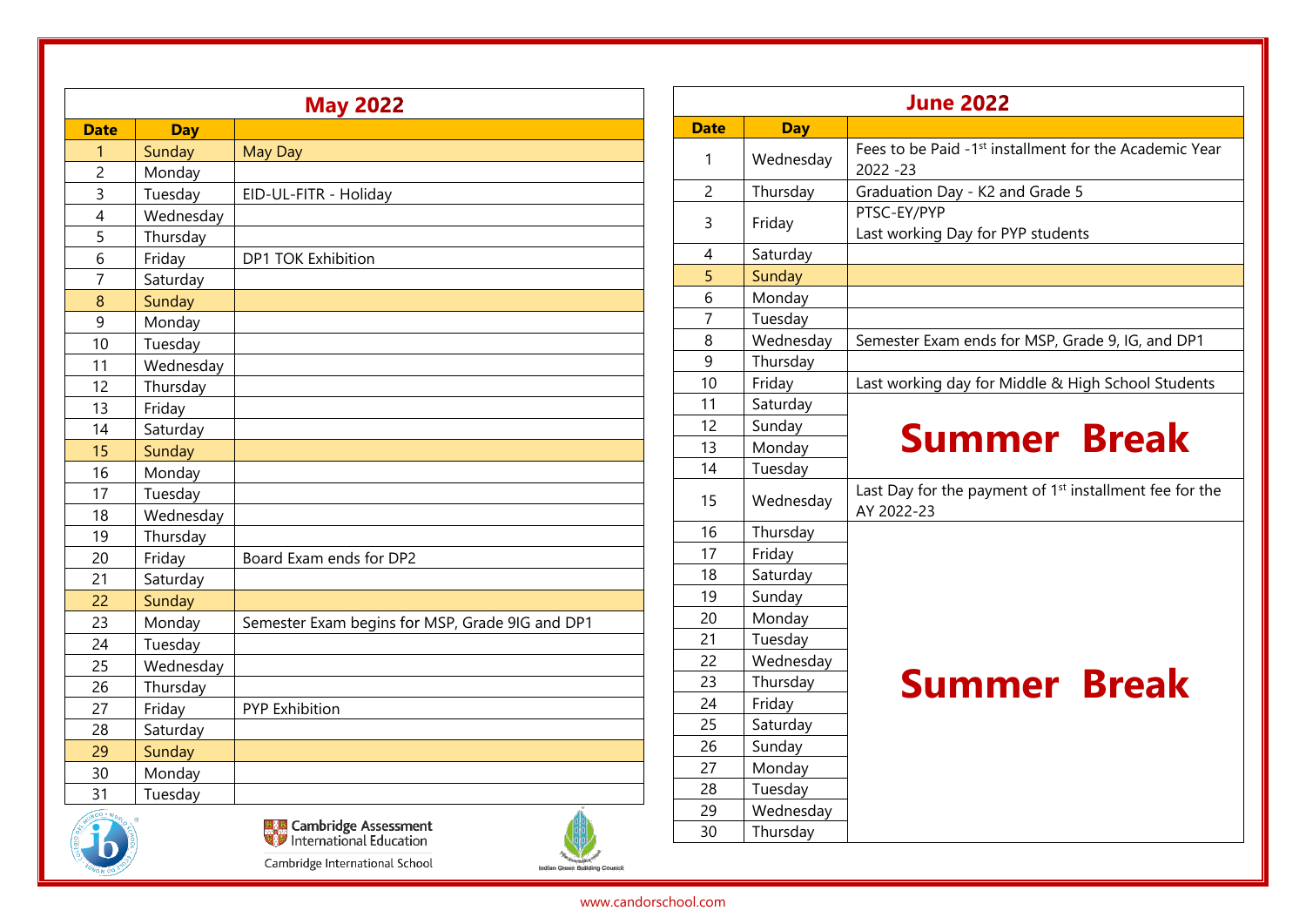## May 2022

| Date | Day | |
|---|---|---|
| 1 | Sunday | May Day |
| 2 | Monday | |
| 3 | Tuesday | EID-UL-FITR - Holiday |
| 4 | Wednesday | |
| 5 | Thursday | |
| 6 | Friday | DP1 TOK Exhibition |
| 7 | Saturday | |
| 8 | Sunday | |
| 9 | Monday | |
| 10 | Tuesday | |
| 11 | Wednesday | |
| 12 | Thursday | |
| 13 | Friday | |
| 14 | Saturday | |
| 15 | Sunday | |
| 16 | Monday | |
| 17 | Tuesday | |
| 18 | Wednesday | |
| 19 | Thursday | |
| 20 | Friday | Board Exam ends for DP2 |
| 21 | Saturday | |
| 22 | Sunday | |
| 23 | Monday | Semester Exam begins for MSP, Grade 9IG and DP1 |
| 24 | Tuesday | |
| 25 | Wednesday | |
| 26 | Thursday | |
| 27 | Friday | PYP Exhibition |
| 28 | Saturday | |
| 29 | Sunday | |
| 30 | Monday | |
| 31 | Tuesday | |

Cambridge Assessment International Education

Cambridge International School

Indian Green Building Council

## June 2022

| Date | Day | |
|---|---|---|
| 1 | Wednesday | Fees to be Paid -1st installment for the Academic Year 2022 -23 |
| 2 | Thursday | Graduation Day - K2 and Grade 5 |
| 3 | Friday | PTSC-EY/PYP<br>Last working Day for PYP students |
| 4 | Saturday | |
| 5 | Sunday | |
| 6 | Monday | |
| 7 | Tuesday | |
| 8 | Wednesday | Semester Exam ends for MSP, Grade 9, IG, and DP1 |
| 9 | Thursday | |
| 10 | Friday | Last working day for Middle & High School Students |
| 11 | Saturday | **Summer Break** |
| 12 | Sunday | |
| 13 | Monday | |
| 14 | Tuesday | |
| 15 | Wednesday | Last Day for the payment of 1st installment fee for the AY 2022-23 |
| 16 | Thursday | **Summer Break** |
| 17 | Friday | |
| 18 | Saturday | |
| 19 | Sunday | |
| 20 | Monday | |
| 21 | Tuesday | |
| 22 | Wednesday | |
| 23 | Thursday | |
| 24 | Friday | |
| 25 | Saturday | |
| 26 | Sunday | |
| 27 | Monday | |
| 28 | Tuesday | |
| 29 | Wednesday | |
| 30 | Thursday | |

www.candorschool.com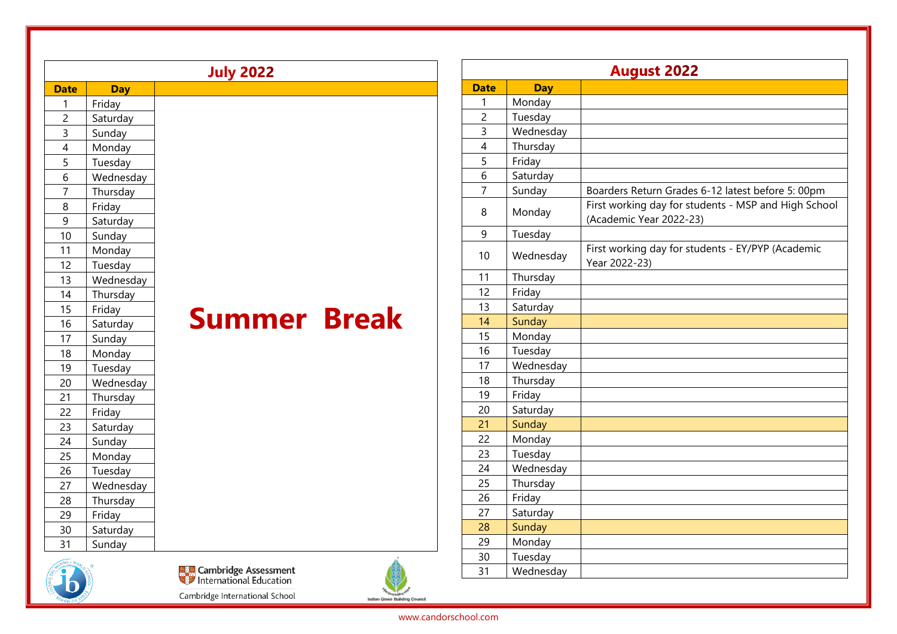## July 2022

| Date | Day | |
|---|---|---|
| 1 | Friday | Summer Break |
| 2 | Saturday | |
| 3 | Sunday | |
| 4 | Monday | |
| 5 | Tuesday | |
| 6 | Wednesday | |
| 7 | Thursday | |
| 8 | Friday | |
| 9 | Saturday | |
| 10 | Sunday | |
| 11 | Monday | |
| 12 | Tuesday | |
| 13 | Wednesday | |
| 14 | Thursday | |
| 15 | Friday | |
| 16 | Saturday | |
| 17 | Sunday | |
| 18 | Monday | |
| 19 | Tuesday | |
| 20 | Wednesday | |
| 21 | Thursday | |
| 22 | Friday | |
| 23 | Saturday | |
| 24 | Sunday | |
| 25 | Monday | |
| 26 | Tuesday | |
| 27 | Wednesday | |
| 28 | Thursday | |
| 29 | Friday | |
| 30 | Saturday | |
| 31 | Sunday | |

## August 2022

| Date | Day | |
|---|---|---|
| 1 | Monday | |
| 2 | Tuesday | |
| 3 | Wednesday | |
| 4 | Thursday | |
| 5 | Friday | |
| 6 | Saturday | |
| 7 | Sunday | Boarders Return Grades 6-12 latest before 5: 00pm |
| 8 | Monday | First working day for students - MSP and High School (Academic Year 2022-23) |
| 9 | Tuesday | |
| 10 | Wednesday | First working day for students - EY/PYP (Academic Year 2022-23) |
| 11 | Thursday | |
| 12 | Friday | |
| 13 | Saturday | |
| 14 | Sunday | |
| 15 | Monday | |
| 16 | Tuesday | |
| 17 | Wednesday | |
| 18 | Thursday | |
| 19 | Friday | |
| 20 | Saturday | |
| 21 | Sunday | |
| 22 | Monday | |
| 23 | Tuesday | |
| 24 | Wednesday | |
| 25 | Thursday | |
| 26 | Friday | |
| 27 | Saturday | |
| 28 | Sunday | |
| 29 | Monday | |
| 30 | Tuesday | |
| 31 | Wednesday | |

Cambridge Assessment International Education

Cambridge International School

Indian Green Building Council

www.candorschool.com